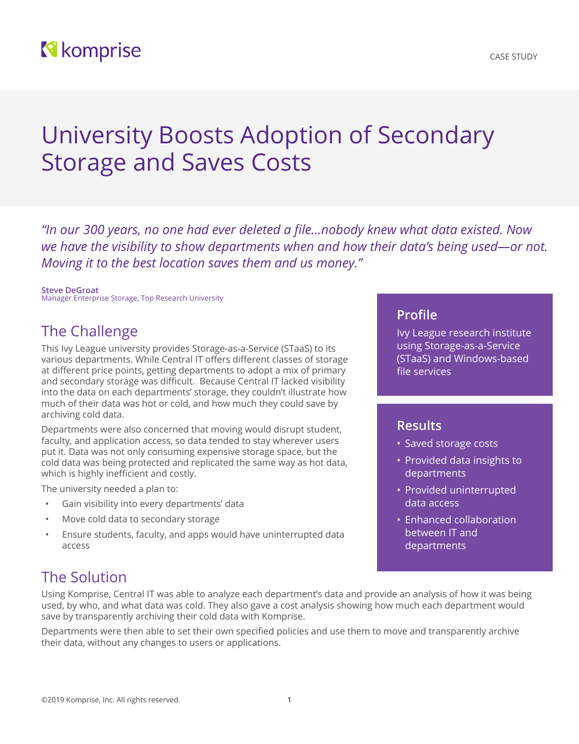komprise

CASE STUDY

# University Boosts Adoption of Secondary Storage and Saves Costs

*"In our 300 years, no one had ever deleted a file...nobody knew what data existed. Now we have the visibility to show departments when and how their data's being used—or not. Moving it to the best location saves them and us money."*

**Steve DeGroat**
Manager Enterprise Storage, Top Research University

## The Challenge

This Ivy League university provides Storage-as-a-Service (STaaS) to its various departments. While Central IT offers different classes of storage at different price points, getting departments to adopt a mix of primary and secondary storage was difficult. Because Central IT lacked visibility into the data on each departments' storage, they couldn't illustrate how much of their data was hot or cold, and how much they could save by archiving cold data.

Departments were also concerned that moving would disrupt student, faculty, and application access, so data tended to stay wherever users put it. Data was not only consuming expensive storage space, but the cold data was being protected and replicated the same way as hot data, which is highly inefficient and costly.

The university needed a plan to:

- Gain visibility into every departments' data
- Move cold data to secondary storage
- Ensure students, faculty, and apps would have uninterrupted data access

### Profile

Ivy League research institute using Storage-as-a-Service (STaaS) and Windows-based file services

### Results

- Saved storage costs
- Provided data insights to departments
- Provided uninterrupted data access
- Enhanced collaboration between IT and departments

## The Solution

Using Komprise, Central IT was able to analyze each department's data and provide an analysis of how it was being used, by who, and what data was cold. They also gave a cost analysis showing how much each department would save by transparently archiving their cold data with Komprise.

Departments were then able to set their own specified policies and use them to move and transparently archive their data, without any changes to users or applications.

©2019 Komprise, Inc. All rights reserved.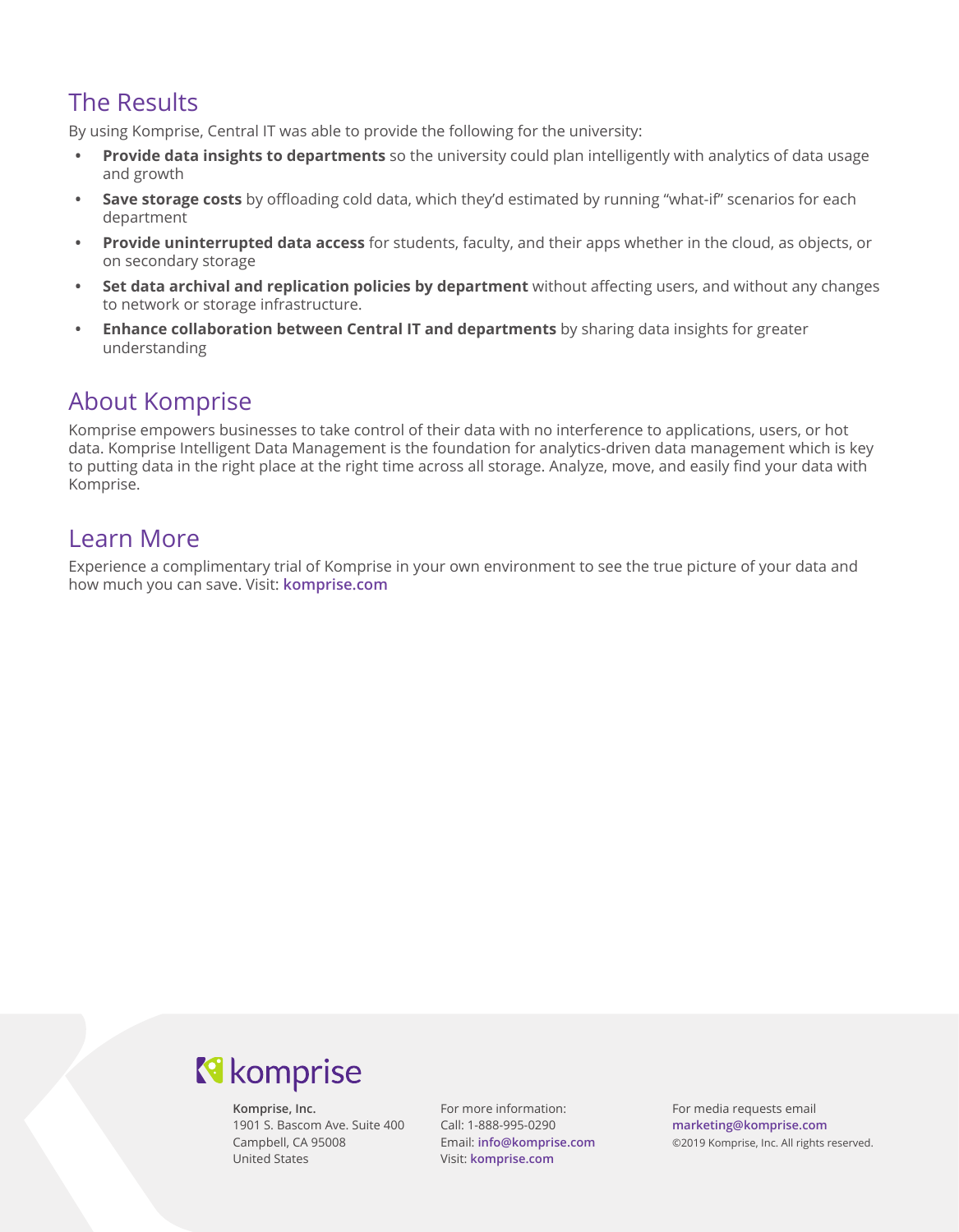## The Results

By using Komprise, Central IT was able to provide the following for the university:

- **Provide data insights to departments** so the university could plan intelligently with analytics of data usage and growth
- **Save storage costs** by offloading cold data, which they'd estimated by running "what-if" scenarios for each department
- **Provide uninterrupted data access** for students, faculty, and their apps whether in the cloud, as objects, or on secondary storage
- **Set data archival and replication policies by department** without affecting users, and without any changes to network or storage infrastructure.
- **Enhance collaboration between Central IT and departments** by sharing data insights for greater understanding

## About Komprise

Komprise empowers businesses to take control of their data with no interference to applications, users, or hot data. Komprise Intelligent Data Management is the foundation for analytics-driven data management which is key to putting data in the right place at the right time across all storage. Analyze, move, and easily find your data with Komprise.

## Learn More

Experience a complimentary trial of Komprise in your own environment to see the true picture of your data and how much you can save. Visit: **komprise.com**

komprise

**Komprise, Inc.**
1901 S. Bascom Ave. Suite 400
Campbell, CA 95008
United States

For more information:
Call: 1-888-995-0290
Email: **info@komprise.com**
Visit: **komprise.com**

For media requests email
**marketing@komprise.com**
©2019 Komprise, Inc. All rights reserved.